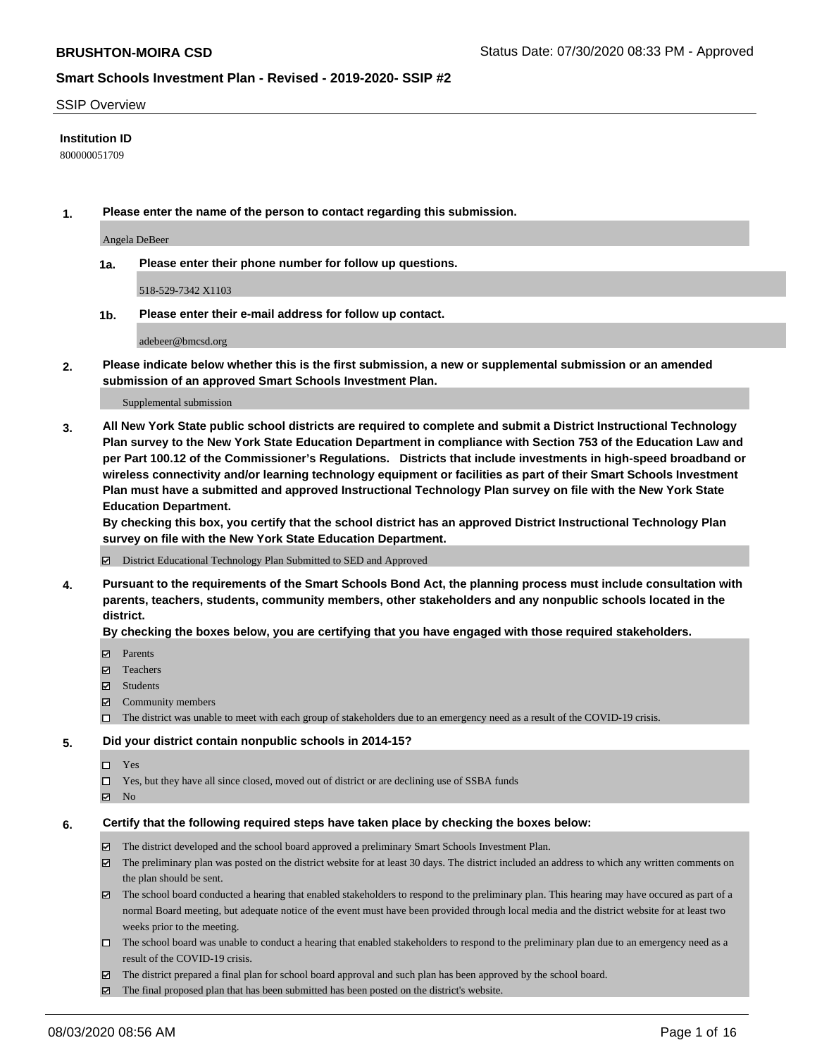**BRUSHTON-MOIRA CSD**

Status Date: 07/30/2020 08:33 PM - Approved

## Smart Schools Investment Plan - Revised - 2019-2020- SSIP #2

SSIP Overview

**Institution ID**

800000051709

**1. Please enter the name of the person to contact regarding this submission.**

Angela DeBeer

**1a. Please enter their phone number for follow up questions.**

518-529-7342 X1103

**1b. Please enter their e-mail address for follow up contact.**

adebeer@bmcsd.org

**2. Please indicate below whether this is the first submission, a new or supplemental submission or an amended submission of an approved Smart Schools Investment Plan.**

Supplemental submission

**3. All New York State public school districts are required to complete and submit a District Instructional Technology Plan survey to the New York State Education Department in compliance with Section 753 of the Education Law and per Part 100.12 of the Commissioner's Regulations. Districts that include investments in high-speed broadband or wireless connectivity and/or learning technology equipment or facilities as part of their Smart Schools Investment Plan must have a submitted and approved Instructional Technology Plan survey on file with the New York State Education Department.**

**By checking this box, you certify that the school district has an approved District Instructional Technology Plan survey on file with the New York State Education Department.**

- ☑ District Educational Technology Plan Submitted to SED and Approved

**4. Pursuant to the requirements of the Smart Schools Bond Act, the planning process must include consultation with parents, teachers, students, community members, other stakeholders and any nonpublic schools located in the district.**

**By checking the boxes below, you are certifying that you have engaged with those required stakeholders.**

- ☑ Parents
- ☑ Teachers
- ☑ Students
- ☑ Community members
- ☐ The district was unable to meet with each group of stakeholders due to an emergency need as a result of the COVID-19 crisis.

**5. Did your district contain nonpublic schools in 2014-15?**

- ☐ Yes
- ☐ Yes, but they have all since closed, moved out of district or are declining use of SSBA funds
- ☑ No

**6. Certify that the following required steps have taken place by checking the boxes below:**

- ☑ The district developed and the school board approved a preliminary Smart Schools Investment Plan.
- ☑ The preliminary plan was posted on the district website for at least 30 days. The district included an address to which any written comments on the plan should be sent.
- ☑ The school board conducted a hearing that enabled stakeholders to respond to the preliminary plan. This hearing may have occured as part of a normal Board meeting, but adequate notice of the event must have been provided through local media and the district website for at least two weeks prior to the meeting.
- ☐ The school board was unable to conduct a hearing that enabled stakeholders to respond to the preliminary plan due to an emergency need as a result of the COVID-19 crisis.
- ☑ The district prepared a final plan for school board approval and such plan has been approved by the school board.
- ☑ The final proposed plan that has been submitted has been posted on the district's website.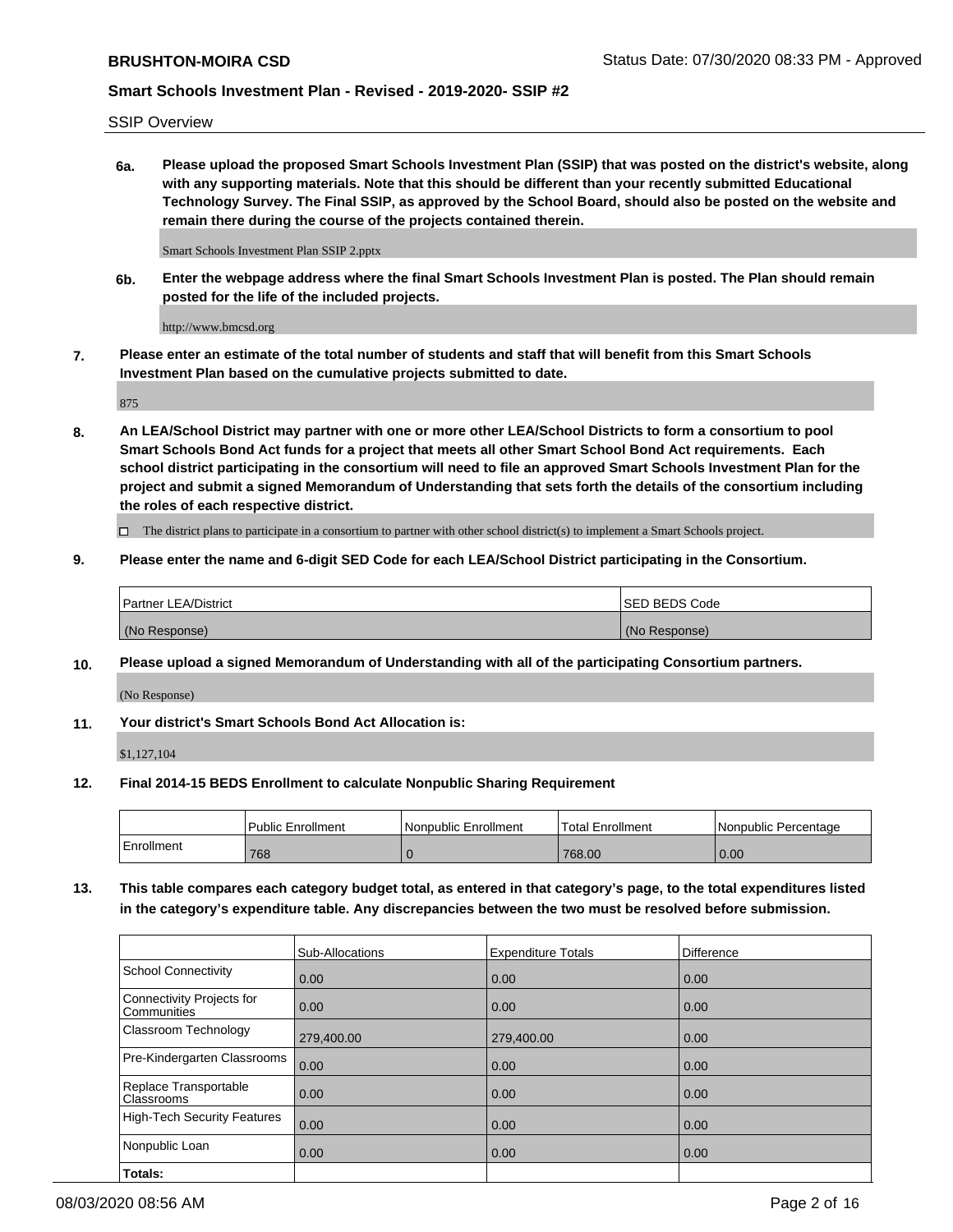SSIP Overview

**6a. Please upload the proposed Smart Schools Investment Plan (SSIP) that was posted on the district's website, along with any supporting materials. Note that this should be different than your recently submitted Educational Technology Survey. The Final SSIP, as approved by the School Board, should also be posted on the website and remain there during the course of the projects contained therein.**

Smart Schools Investment Plan SSIP 2.pptx

**6b. Enter the webpage address where the final Smart Schools Investment Plan is posted. The Plan should remain posted for the life of the included projects.**

http://www.bmcsd.org

**7. Please enter an estimate of the total number of students and staff that will benefit from this Smart Schools Investment Plan based on the cumulative projects submitted to date.**

875

**8. An LEA/School District may partner with one or more other LEA/School Districts to form a consortium to pool Smart Schools Bond Act funds for a project that meets all other Smart School Bond Act requirements. Each school district participating in the consortium will need to file an approved Smart Schools Investment Plan for the project and submit a signed Memorandum of Understanding that sets forth the details of the consortium including the roles of each respective district.**

☐ The district plans to participate in a consortium to partner with other school district(s) to implement a Smart Schools project.

**9. Please enter the name and 6-digit SED Code for each LEA/School District participating in the Consortium.**

| Partner LEA/District | SED BEDS Code |
| --- | --- |
| (No Response) | (No Response) |

**10. Please upload a signed Memorandum of Understanding with all of the participating Consortium partners.**

(No Response)

**11. Your district's Smart Schools Bond Act Allocation is:**

$1,127,104

**12. Final 2014-15 BEDS Enrollment to calculate Nonpublic Sharing Requirement**

| | Public Enrollment | Nonpublic Enrollment | Total Enrollment | Nonpublic Percentage |
| --- | --- | --- | --- | --- |
| Enrollment | 768 | 0 | 768.00 | 0.00 |

**13. This table compares each category budget total, as entered in that category's page, to the total expenditures listed in the category's expenditure table. Any discrepancies between the two must be resolved before submission.**

| | Sub-Allocations | Expenditure Totals | Difference |
| --- | --- | --- | --- |
| School Connectivity | 0.00 | 0.00 | 0.00 |
| Connectivity Projects for Communities | 0.00 | 0.00 | 0.00 |
| Classroom Technology | 279,400.00 | 279,400.00 | 0.00 |
| Pre-Kindergarten Classrooms | 0.00 | 0.00 | 0.00 |
| Replace Transportable Classrooms | 0.00 | 0.00 | 0.00 |
| High-Tech Security Features | 0.00 | 0.00 | 0.00 |
| Nonpublic Loan | 0.00 | 0.00 | 0.00 |
| **Totals:** | | | |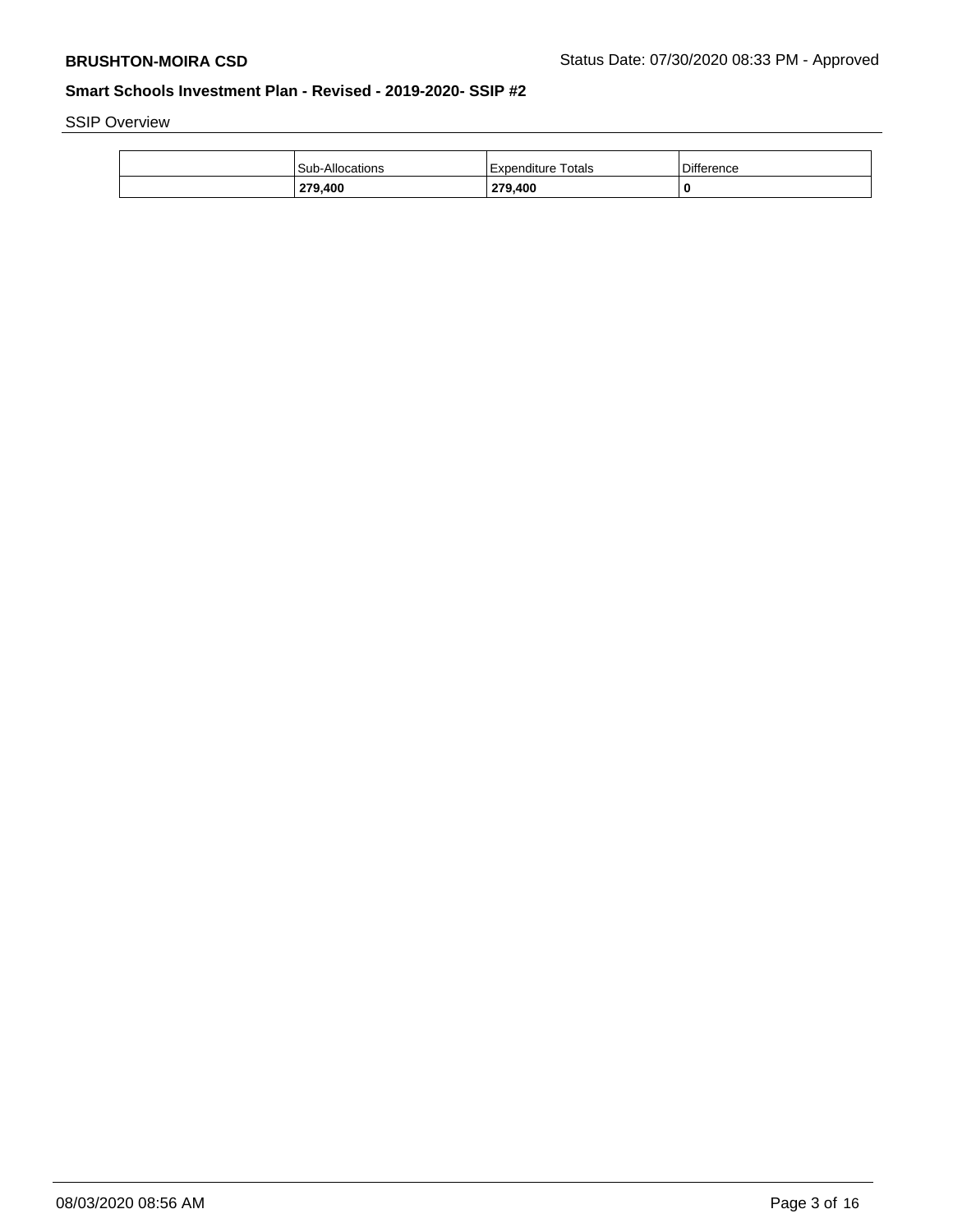SSIP Overview

| | Sub-Allocations | Expenditure Totals | Difference |
|---|---|---|---|
| | **279,400** | **279,400** | **0** |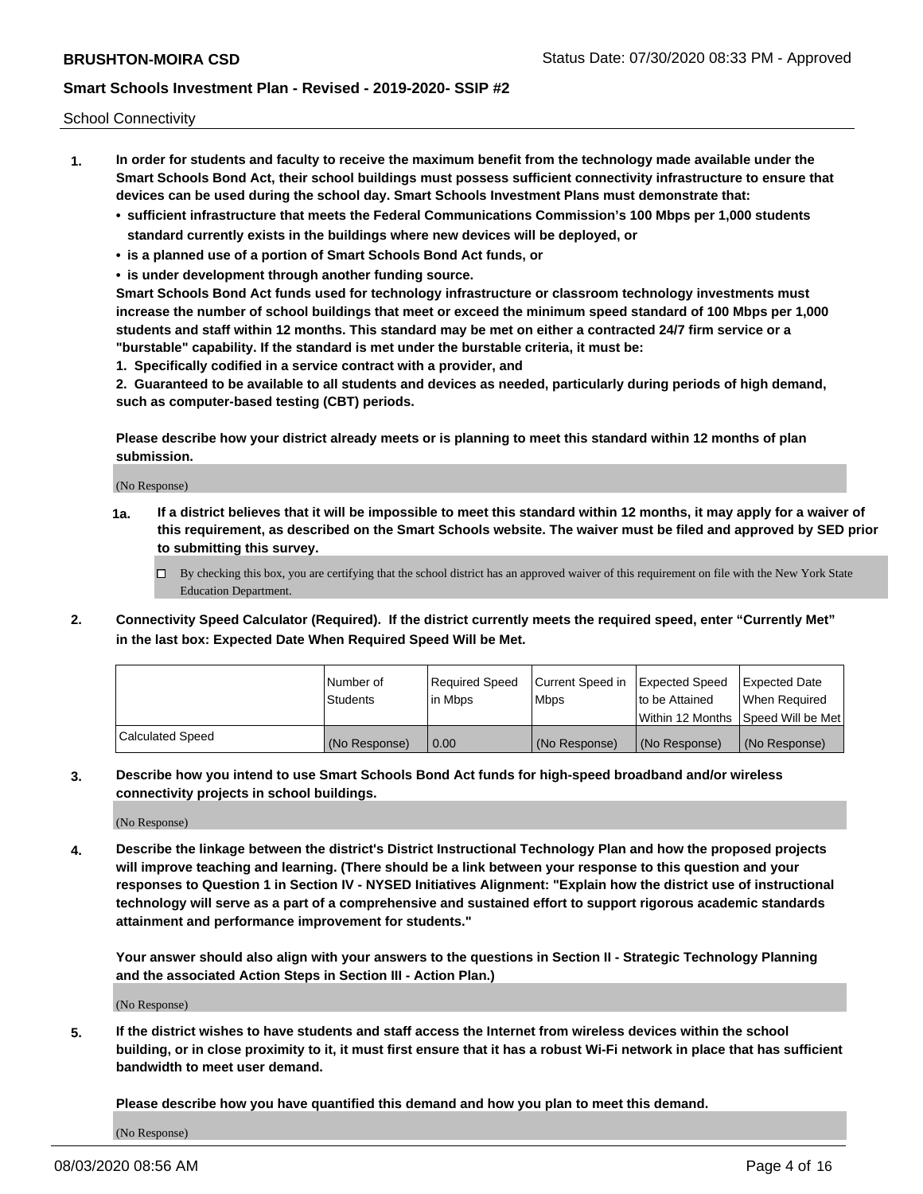School Connectivity

1. **In order for students and faculty to receive the maximum benefit from the technology made available under the Smart Schools Bond Act, their school buildings must possess sufficient connectivity infrastructure to ensure that devices can be used during the school day. Smart Schools Investment Plans must demonstrate that:**
   - **sufficient infrastructure that meets the Federal Communications Commission's 100 Mbps per 1,000 students standard currently exists in the buildings where new devices will be deployed, or**
   - **is a planned use of a portion of Smart Schools Bond Act funds, or**
   - **is under development through another funding source.**

   **Smart Schools Bond Act funds used for technology infrastructure or classroom technology investments must increase the number of school buildings that meet or exceed the minimum speed standard of 100 Mbps per 1,000 students and staff within 12 months. This standard may be met on either a contracted 24/7 firm service or a "burstable" capability. If the standard is met under the burstable criteria, it must be:**

   **1. Specifically codified in a service contract with a provider, and**

   **2. Guaranteed to be available to all students and devices as needed, particularly during periods of high demand, such as computer-based testing (CBT) periods.**

   **Please describe how your district already meets or is planning to meet this standard within 12 months of plan submission.**

   (No Response)

   **1a. If a district believes that it will be impossible to meet this standard within 12 months, it may apply for a waiver of this requirement, as described on the Smart Schools website. The waiver must be filed and approved by SED prior to submitting this survey.**

   ☐ By checking this box, you are certifying that the school district has an approved waiver of this requirement on file with the New York State Education Department.

2. **Connectivity Speed Calculator (Required). If the district currently meets the required speed, enter "Currently Met" in the last box: Expected Date When Required Speed Will be Met.**

| | Number of Students | Required Speed in Mbps | Current Speed in Mbps | Expected Speed to be Attained Within 12 Months | Expected Date When Required Speed Will be Met |
|---|---|---|---|---|---|
| Calculated Speed | (No Response) | 0.00 | (No Response) | (No Response) | (No Response) |

3. **Describe how you intend to use Smart Schools Bond Act funds for high-speed broadband and/or wireless connectivity projects in school buildings.**

   (No Response)

4. **Describe the linkage between the district's District Instructional Technology Plan and how the proposed projects will improve teaching and learning. (There should be a link between your response to this question and your responses to Question 1 in Section IV - NYSED Initiatives Alignment: "Explain how the district use of instructional technology will serve as a part of a comprehensive and sustained effort to support rigorous academic standards attainment and performance improvement for students."**

   **Your answer should also align with your answers to the questions in Section II - Strategic Technology Planning and the associated Action Steps in Section III - Action Plan.)**

   (No Response)

5. **If the district wishes to have students and staff access the Internet from wireless devices within the school building, or in close proximity to it, it must first ensure that it has a robust Wi-Fi network in place that has sufficient bandwidth to meet user demand.**

   **Please describe how you have quantified this demand and how you plan to meet this demand.**

   (No Response)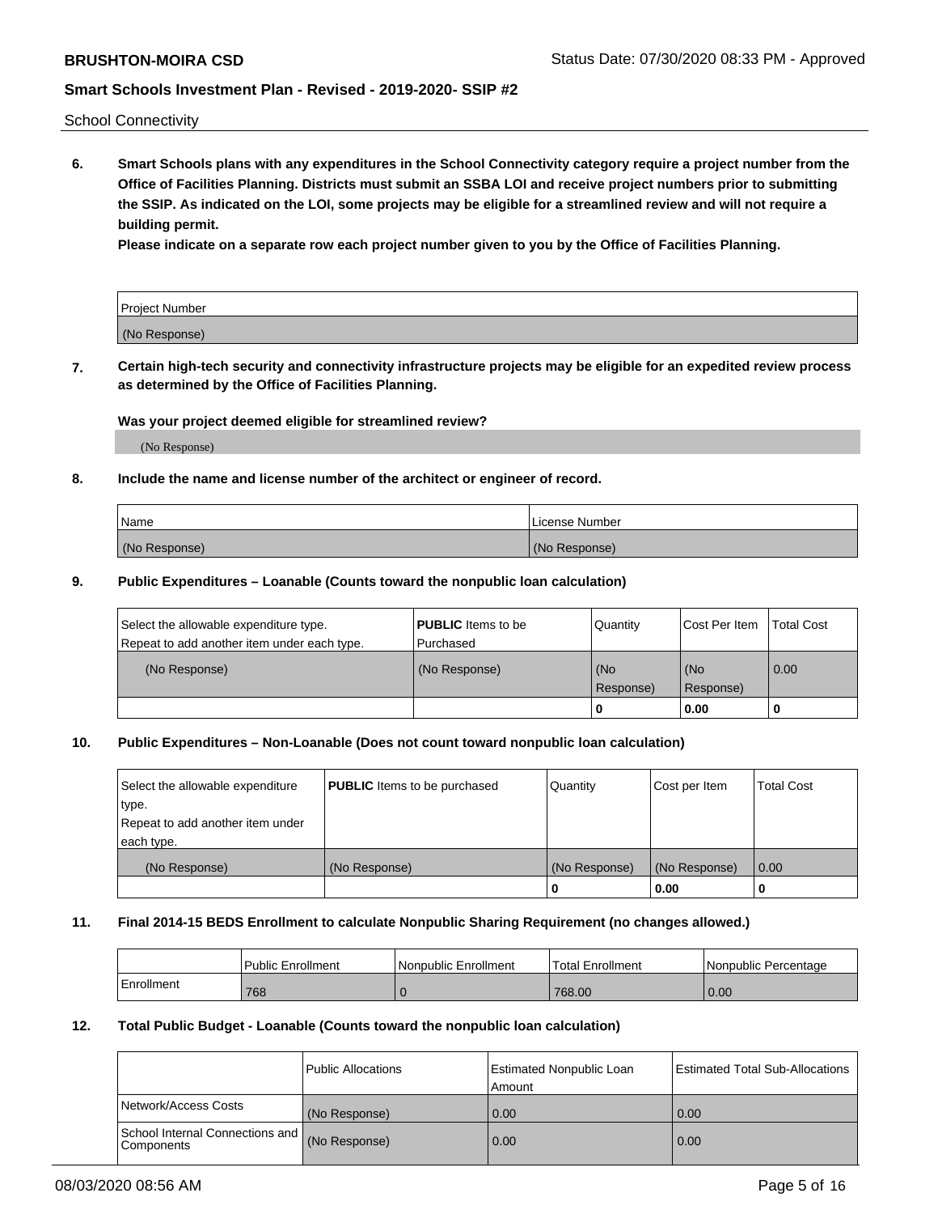School Connectivity

**6. Smart Schools plans with any expenditures in the School Connectivity category require a project number from the Office of Facilities Planning. Districts must submit an SSBA LOI and receive project numbers prior to submitting the SSIP. As indicated on the LOI, some projects may be eligible for a streamlined review and will not require a building permit.**

**Please indicate on a separate row each project number given to you by the Office of Facilities Planning.**

| Project Number |
| --- |
| (No Response) |

**7. Certain high-tech security and connectivity infrastructure projects may be eligible for an expedited review process as determined by the Office of Facilities Planning.**

**Was your project deemed eligible for streamlined review?**

(No Response)

**8. Include the name and license number of the architect or engineer of record.**

| Name | License Number |
| --- | --- |
| (No Response) | (No Response) |

**9. Public Expenditures – Loanable (Counts toward the nonpublic loan calculation)**

| Select the allowable expenditure type. Repeat to add another item under each type. | **PUBLIC** Items to be Purchased | Quantity | Cost Per Item | Total Cost |
| --- | --- | --- | --- | --- |
| (No Response) | (No Response) | (No Response) | (No Response) | 0.00 |
| | | 0 | 0.00 | 0 |

**10. Public Expenditures – Non-Loanable (Does not count toward nonpublic loan calculation)**

| Select the allowable expenditure type. Repeat to add another item under each type. | **PUBLIC** Items to be purchased | Quantity | Cost per Item | Total Cost |
| --- | --- | --- | --- | --- |
| (No Response) | (No Response) | (No Response) | (No Response) | 0.00 |
| | | 0 | 0.00 | 0 |

**11. Final 2014-15 BEDS Enrollment to calculate Nonpublic Sharing Requirement (no changes allowed.)**

| | Public Enrollment | Nonpublic Enrollment | Total Enrollment | Nonpublic Percentage |
| --- | --- | --- | --- | --- |
| Enrollment | 768 | 0 | 768.00 | 0.00 |

**12. Total Public Budget - Loanable (Counts toward the nonpublic loan calculation)**

| | Public Allocations | Estimated Nonpublic Loan Amount | Estimated Total Sub-Allocations |
| --- | --- | --- | --- |
| Network/Access Costs | (No Response) | 0.00 | 0.00 |
| School Internal Connections and Components | (No Response) | 0.00 | 0.00 |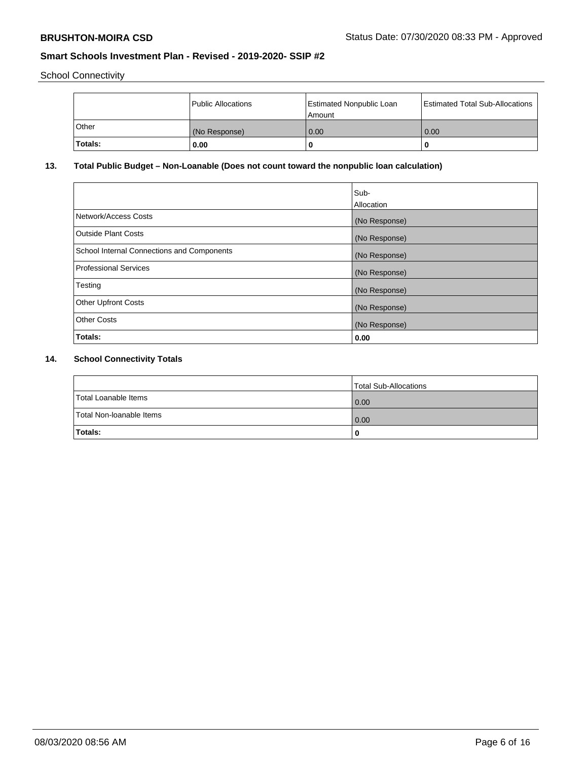School Connectivity

| | Public Allocations | Estimated Nonpublic Loan Amount | Estimated Total Sub-Allocations |
|---|---|---|---|
| Other | (No Response) | 0.00 | 0.00 |
| **Totals:** | **0.00** | **0** | **0** |

## 13. Total Public Budget – Non-Loanable (Does not count toward the nonpublic loan calculation)

| | Sub-Allocation |
|---|---|
| Network/Access Costs | (No Response) |
| Outside Plant Costs | (No Response) |
| School Internal Connections and Components | (No Response) |
| Professional Services | (No Response) |
| Testing | (No Response) |
| Other Upfront Costs | (No Response) |
| Other Costs | (No Response) |
| **Totals:** | **0.00** |

## 14. School Connectivity Totals

| | Total Sub-Allocations |
|---|---|
| Total Loanable Items | 0.00 |
| Total Non-loanable Items | 0.00 |
| **Totals:** | **0** |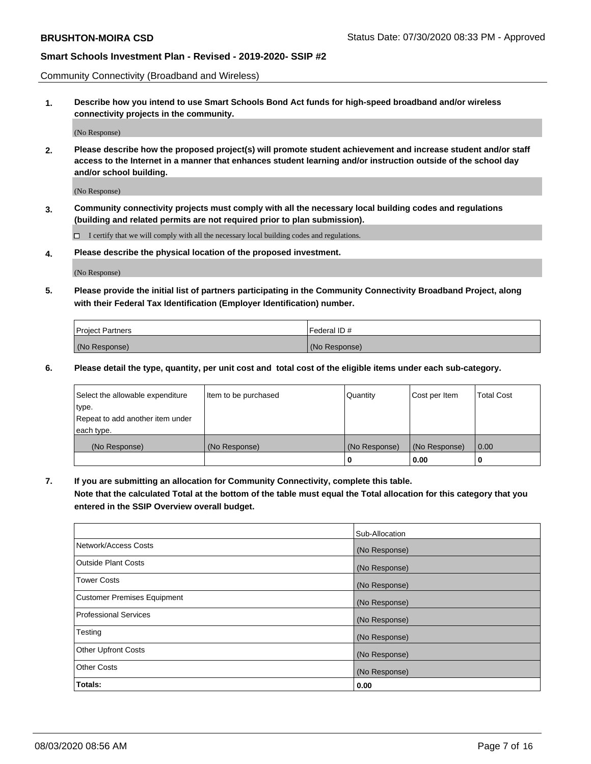Community Connectivity (Broadband and Wireless)

**1. Describe how you intend to use Smart Schools Bond Act funds for high-speed broadband and/or wireless connectivity projects in the community.**

(No Response)

**2. Please describe how the proposed project(s) will promote student achievement and increase student and/or staff access to the Internet in a manner that enhances student learning and/or instruction outside of the school day and/or school building.**

(No Response)

**3. Community connectivity projects must comply with all the necessary local building codes and regulations (building and related permits are not required prior to plan submission).**

☐ I certify that we will comply with all the necessary local building codes and regulations.

**4. Please describe the physical location of the proposed investment.**

(No Response)

**5. Please provide the initial list of partners participating in the Community Connectivity Broadband Project, along with their Federal Tax Identification (Employer Identification) number.**

| Project Partners | Federal ID # |
| --- | --- |
| (No Response) | (No Response) |

**6. Please detail the type, quantity, per unit cost and total cost of the eligible items under each sub-category.**

| Select the allowable expenditure type. Repeat to add another item under each type. | Item to be purchased | Quantity | Cost per Item | Total Cost |
| --- | --- | --- | --- | --- |
| (No Response) | (No Response) | (No Response) | (No Response) | 0.00 |
| | | **0** | **0.00** | **0** |

**7. If you are submitting an allocation for Community Connectivity, complete this table. Note that the calculated Total at the bottom of the table must equal the Total allocation for this category that you entered in the SSIP Overview overall budget.**

| | Sub-Allocation |
| --- | --- |
| Network/Access Costs | (No Response) |
| Outside Plant Costs | (No Response) |
| Tower Costs | (No Response) |
| Customer Premises Equipment | (No Response) |
| Professional Services | (No Response) |
| Testing | (No Response) |
| Other Upfront Costs | (No Response) |
| Other Costs | (No Response) |
| **Totals:** | **0.00** |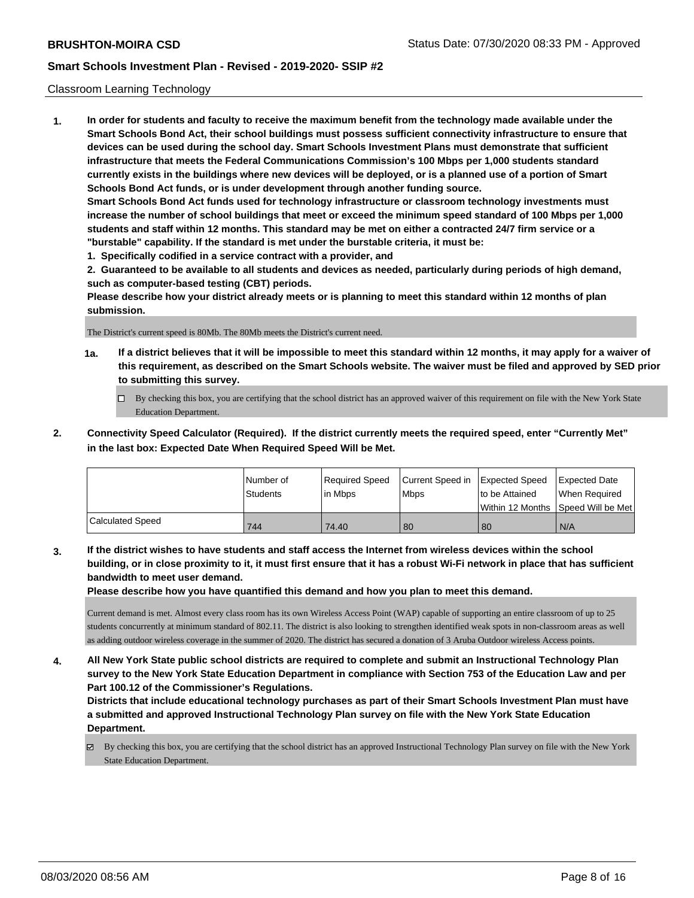Classroom Learning Technology

**1. In order for students and faculty to receive the maximum benefit from the technology made available under the Smart Schools Bond Act, their school buildings must possess sufficient connectivity infrastructure to ensure that devices can be used during the school day. Smart Schools Investment Plans must demonstrate that sufficient infrastructure that meets the Federal Communications Commission's 100 Mbps per 1,000 students standard currently exists in the buildings where new devices will be deployed, or is a planned use of a portion of Smart Schools Bond Act funds, or is under development through another funding source.**

**Smart Schools Bond Act funds used for technology infrastructure or classroom technology investments must increase the number of school buildings that meet or exceed the minimum speed standard of 100 Mbps per 1,000 students and staff within 12 months. This standard may be met on either a contracted 24/7 firm service or a "burstable" capability. If the standard is met under the burstable criteria, it must be:**

**1. Specifically codified in a service contract with a provider, and**

**2. Guaranteed to be available to all students and devices as needed, particularly during periods of high demand, such as computer-based testing (CBT) periods.**

**Please describe how your district already meets or is planning to meet this standard within 12 months of plan submission.**

The District's current speed is 80Mb. The 80Mb meets the District's current need.

**1a. If a district believes that it will be impossible to meet this standard within 12 months, it may apply for a waiver of this requirement, as described on the Smart Schools website. The waiver must be filed and approved by SED prior to submitting this survey.**

☐ By checking this box, you are certifying that the school district has an approved waiver of this requirement on file with the New York State Education Department.

**2. Connectivity Speed Calculator (Required). If the district currently meets the required speed, enter "Currently Met" in the last box: Expected Date When Required Speed Will be Met.**

| | Number of Students | Required Speed in Mbps | Current Speed in Mbps | Expected Speed to be Attained Within 12 Months | Expected Date When Required Speed Will be Met |
|---|---|---|---|---|---|
| Calculated Speed | 744 | 74.40 | 80 | 80 | N/A |

**3. If the district wishes to have students and staff access the Internet from wireless devices within the school building, or in close proximity to it, it must first ensure that it has a robust Wi-Fi network in place that has sufficient bandwidth to meet user demand.**

**Please describe how you have quantified this demand and how you plan to meet this demand.**

Current demand is met. Almost every class room has its own Wireless Access Point (WAP) capable of supporting an entire classroom of up to 25 students concurrently at minimum standard of 802.11. The district is also looking to strengthen identified weak spots in non-classroom areas as well as adding outdoor wireless coverage in the summer of 2020. The district has secured a donation of 3 Aruba Outdoor wireless Access points.

**4. All New York State public school districts are required to complete and submit an Instructional Technology Plan survey to the New York State Education Department in compliance with Section 753 of the Education Law and per Part 100.12 of the Commissioner's Regulations.**

**Districts that include educational technology purchases as part of their Smart Schools Investment Plan must have a submitted and approved Instructional Technology Plan survey on file with the New York State Education Department.**

☑ By checking this box, you are certifying that the school district has an approved Instructional Technology Plan survey on file with the New York State Education Department.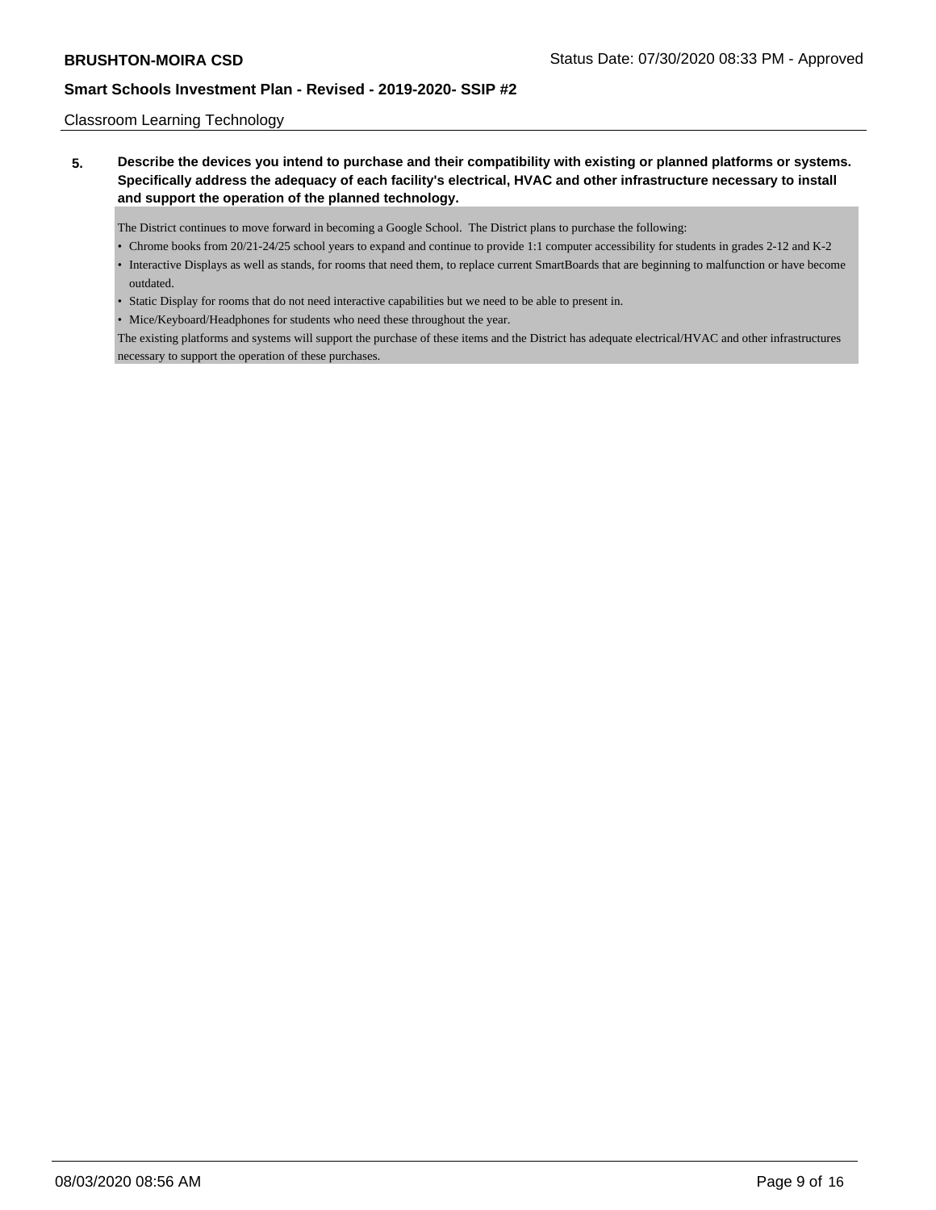Classroom Learning Technology

**5. Describe the devices you intend to purchase and their compatibility with existing or planned platforms or systems. Specifically address the adequacy of each facility's electrical, HVAC and other infrastructure necessary to install and support the operation of the planned technology.**

The District continues to move forward in becoming a Google School. The District plans to purchase the following:

- Chrome books from 20/21-24/25 school years to expand and continue to provide 1:1 computer accessibility for students in grades 2-12 and K-2
- Interactive Displays as well as stands, for rooms that need them, to replace current SmartBoards that are beginning to malfunction or have become outdated.
- Static Display for rooms that do not need interactive capabilities but we need to be able to present in.
- Mice/Keyboard/Headphones for students who need these throughout the year.

The existing platforms and systems will support the purchase of these items and the District has adequate electrical/HVAC and other infrastructures necessary to support the operation of these purchases.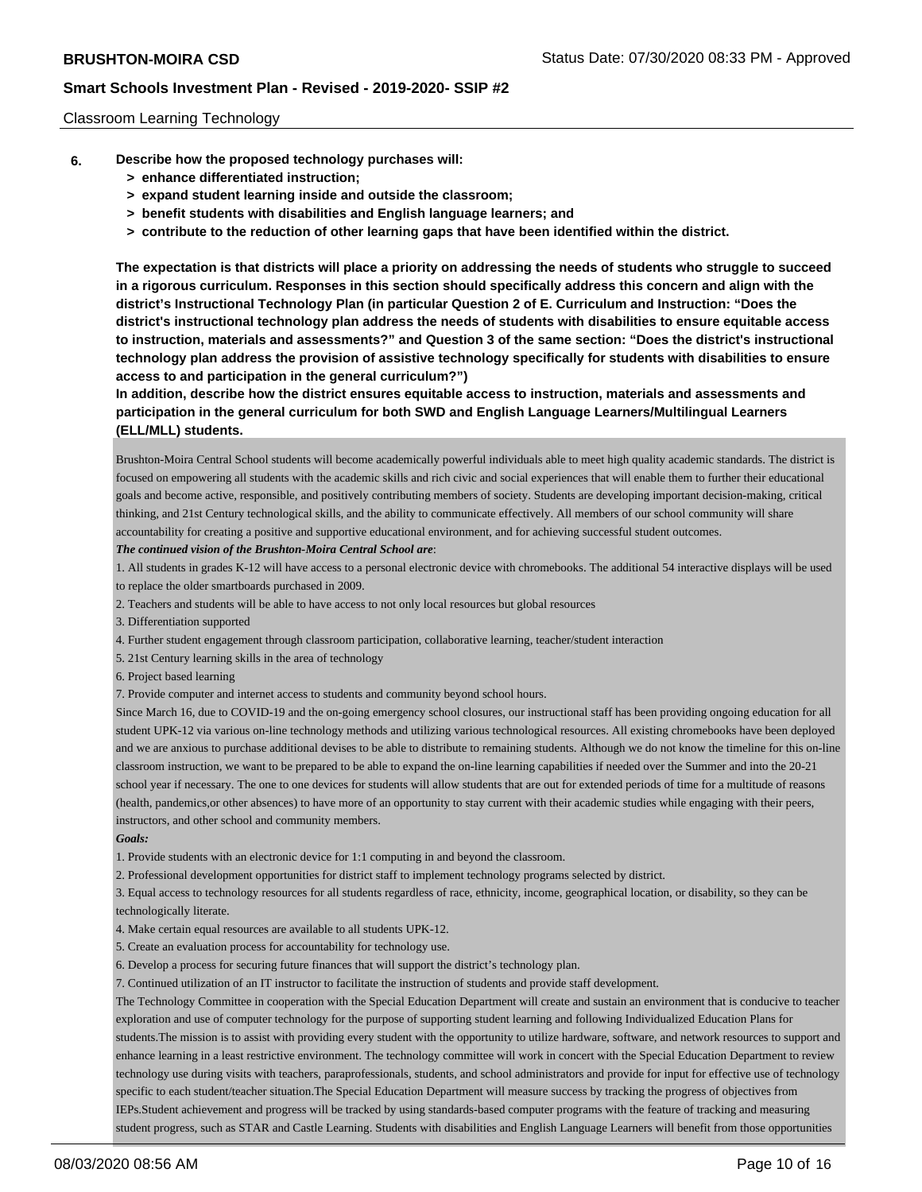Classroom Learning Technology

**6.** **Describe how the proposed technology purchases will:**

**> enhance differentiated instruction;**

**> expand student learning inside and outside the classroom;**

**> benefit students with disabilities and English language learners; and**

**> contribute to the reduction of other learning gaps that have been identified within the district.**

**The expectation is that districts will place a priority on addressing the needs of students who struggle to succeed in a rigorous curriculum. Responses in this section should specifically address this concern and align with the district's Instructional Technology Plan (in particular Question 2 of E. Curriculum and Instruction: "Does the district's instructional technology plan address the needs of students with disabilities to ensure equitable access to instruction, materials and assessments?" and Question 3 of the same section: "Does the district's instructional technology plan address the provision of assistive technology specifically for students with disabilities to ensure access to and participation in the general curriculum?")**

**In addition, describe how the district ensures equitable access to instruction, materials and assessments and participation in the general curriculum for both SWD and English Language Learners/Multilingual Learners (ELL/MLL) students.**

Brushton-Moira Central School students will become academically powerful individuals able to meet high quality academic standards. The district is focused on empowering all students with the academic skills and rich civic and social experiences that will enable them to further their educational goals and become active, responsible, and positively contributing members of society. Students are developing important decision-making, critical thinking, and 21st Century technological skills, and the ability to communicate effectively. All members of our school community will share accountability for creating a positive and supportive educational environment, and for achieving successful student outcomes.

***The continued vision of the Brushton-Moira Central School are***:

1. All students in grades K-12 will have access to a personal electronic device with chromebooks. The additional 54 interactive displays will be used to replace the older smartboards purchased in 2009.
2. Teachers and students will be able to have access to not only local resources but global resources
3. Differentiation supported
4. Further student engagement through classroom participation, collaborative learning, teacher/student interaction
5. 21st Century learning skills in the area of technology
6. Project based learning
7. Provide computer and internet access to students and community beyond school hours.

Since March 16, due to COVID-19 and the on-going emergency school closures, our instructional staff has been providing ongoing education for all student UPK-12 via various on-line technology methods and utilizing various technological resources. All existing chromebooks have been deployed and we are anxious to purchase additional devises to be able to distribute to remaining students. Although we do not know the timeline for this on-line classroom instruction, we want to be prepared to be able to expand the on-line learning capabilities if needed over the Summer and into the 20-21 school year if necessary. The one to one devices for students will allow students that are out for extended periods of time for a multitude of reasons (health, pandemics,or other absences) to have more of an opportunity to stay current with their academic studies while engaging with their peers, instructors, and other school and community members.

***Goals:***

1. Provide students with an electronic device for 1:1 computing in and beyond the classroom.
2. Professional development opportunities for district staff to implement technology programs selected by district.
3. Equal access to technology resources for all students regardless of race, ethnicity, income, geographical location, or disability, so they can be technologically literate.
4. Make certain equal resources are available to all students UPK-12.
5. Create an evaluation process for accountability for technology use.
6. Develop a process for securing future finances that will support the district's technology plan.
7. Continued utilization of an IT instructor to facilitate the instruction of students and provide staff development.

The Technology Committee in cooperation with the Special Education Department will create and sustain an environment that is conducive to teacher exploration and use of computer technology for the purpose of supporting student learning and following Individualized Education Plans for students.The mission is to assist with providing every student with the opportunity to utilize hardware, software, and network resources to support and enhance learning in a least restrictive environment. The technology committee will work in concert with the Special Education Department to review technology use during visits with teachers, paraprofessionals, students, and school administrators and provide for input for effective use of technology specific to each student/teacher situation.The Special Education Department will measure success by tracking the progress of objectives from IEPs.Student achievement and progress will be tracked by using standards-based computer programs with the feature of tracking and measuring student progress, such as STAR and Castle Learning. Students with disabilities and English Language Learners will benefit from those opportunities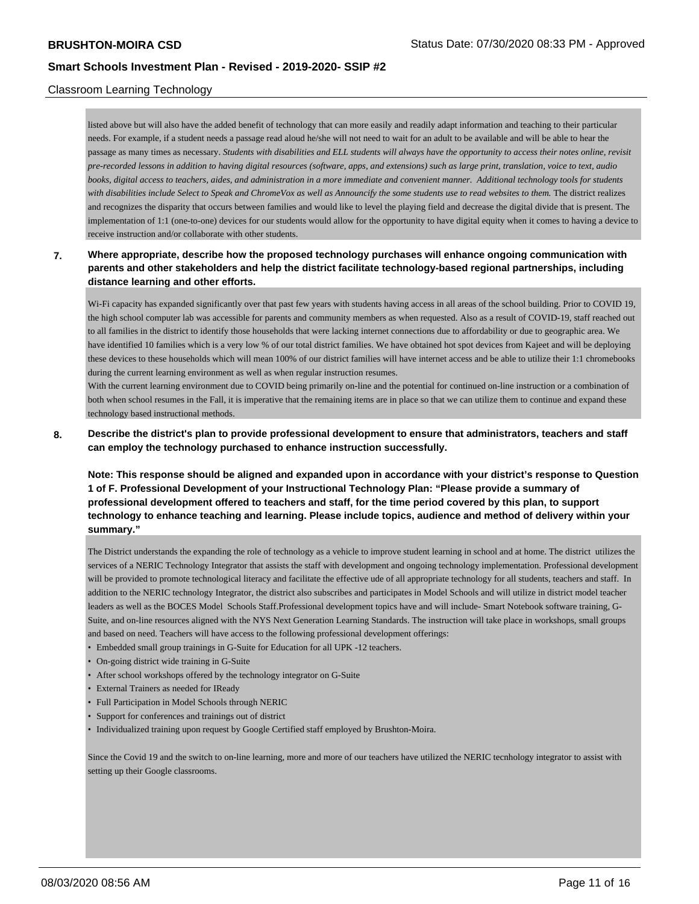## Classroom Learning Technology

listed above but will also have the added benefit of technology that can more easily and readily adapt information and teaching to their particular needs. For example, if a student needs a passage read aloud he/she will not need to wait for an adult to be available and will be able to hear the passage as many times as necessary. *Students with disabilities and ELL students will always have the opportunity to access their notes online, revisit pre-recorded lessons in addition to having digital resources (software, apps, and extensions) such as large print, translation, voice to text, audio books, digital access to teachers, aides, and administration in a more immediate and convenient manner. Additional technology tools for students with disabilities include Select to Speak and ChromeVox as well as Announcify the some students use to read websites to them.* The district realizes and recognizes the disparity that occurs between families and would like to level the playing field and decrease the digital divide that is present. The implementation of 1:1 (one-to-one) devices for our students would allow for the opportunity to have digital equity when it comes to having a device to receive instruction and/or collaborate with other students.

**7. Where appropriate, describe how the proposed technology purchases will enhance ongoing communication with parents and other stakeholders and help the district facilitate technology-based regional partnerships, including distance learning and other efforts.**

Wi-Fi capacity has expanded significantly over that past few years with students having access in all areas of the school building. Prior to COVID 19, the high school computer lab was accessible for parents and community members as when requested. Also as a result of COVID-19, staff reached out to all families in the district to identify those households that were lacking internet connections due to affordability or due to geographic area. We have identified 10 families which is a very low % of our total district families. We have obtained hot spot devices from Kajeet and will be deploying these devices to these households which will mean 100% of our district families will have internet access and be able to utilize their 1:1 chromebooks during the current learning environment as well as when regular instruction resumes.
With the current learning environment due to COVID being primarily on-line and the potential for continued on-line instruction or a combination of both when school resumes in the Fall, it is imperative that the remaining items are in place so that we can utilize them to continue and expand these technology based instructional methods.

**8. Describe the district's plan to provide professional development to ensure that administrators, teachers and staff can employ the technology purchased to enhance instruction successfully.**

**Note: This response should be aligned and expanded upon in accordance with your district's response to Question 1 of F. Professional Development of your Instructional Technology Plan: "Please provide a summary of professional development offered to teachers and staff, for the time period covered by this plan, to support technology to enhance teaching and learning. Please include topics, audience and method of delivery within your summary."**

The District understands the expanding the role of technology as a vehicle to improve student learning in school and at home. The district utilizes the services of a NERIC Technology Integrator that assists the staff with development and ongoing technology implementation. Professional development will be provided to promote technological literacy and facilitate the effective ude of all appropriate technology for all students, teachers and staff. In addition to the NERIC technology Integrator, the district also subscribes and participates in Model Schools and will utilize in district model teacher leaders as well as the BOCES Model Schools Staff.Professional development topics have and will include- Smart Notebook software training, G-Suite, and on-line resources aligned with the NYS Next Generation Learning Standards. The instruction will take place in workshops, small groups and based on need. Teachers will have access to the following professional development offerings:

- Embedded small group trainings in G-Suite for Education for all UPK -12 teachers.
- On-going district wide training in G-Suite
- After school workshops offered by the technology integrator on G-Suite
- External Trainers as needed for IReady
- Full Participation in Model Schools through NERIC
- Support for conferences and trainings out of district
- Individualized training upon request by Google Certified staff employed by Brushton-Moira.

Since the Covid 19 and the switch to on-line learning, more and more of our teachers have utilized the NERIC tecnhology integrator to assist with setting up their Google classrooms.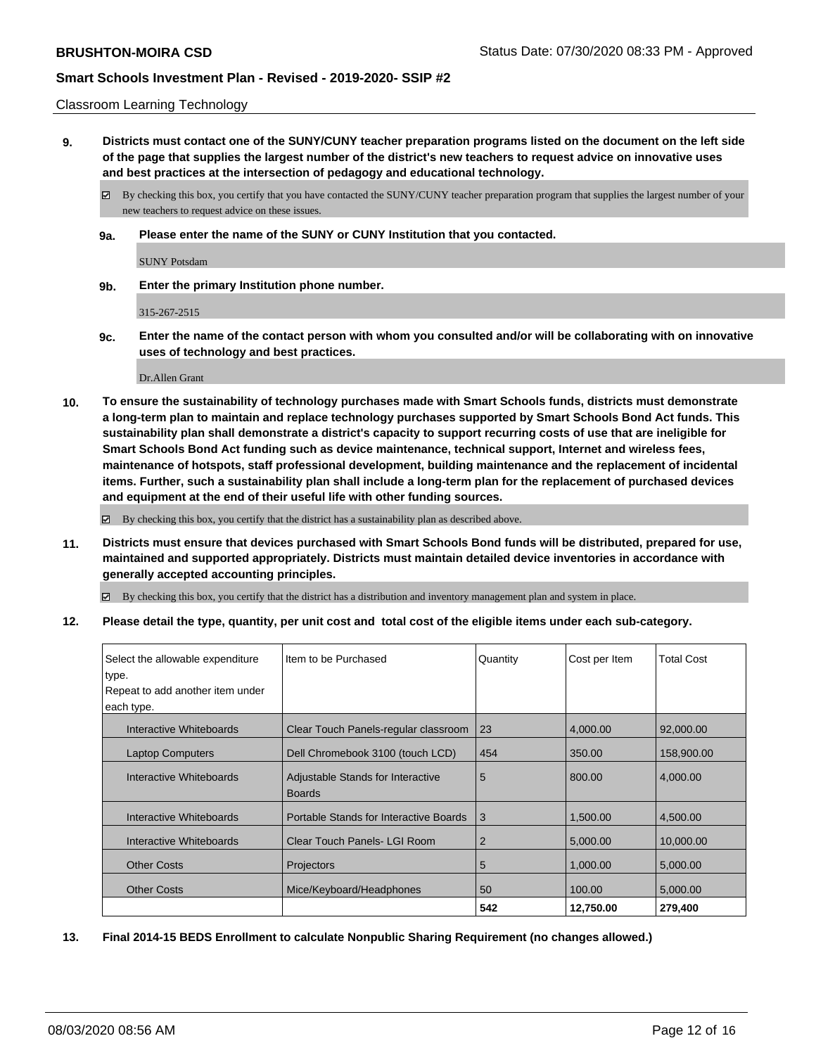Classroom Learning Technology

**9. Districts must contact one of the SUNY/CUNY teacher preparation programs listed on the document on the left side of the page that supplies the largest number of the district's new teachers to request advice on innovative uses and best practices at the intersection of pedagogy and educational technology.**

☑ By checking this box, you certify that you have contacted the SUNY/CUNY teacher preparation program that supplies the largest number of your new teachers to request advice on these issues.

**9a. Please enter the name of the SUNY or CUNY Institution that you contacted.**

SUNY Potsdam

**9b. Enter the primary Institution phone number.**

315-267-2515

**9c. Enter the name of the contact person with whom you consulted and/or will be collaborating with on innovative uses of technology and best practices.**

Dr.Allen Grant

**10. To ensure the sustainability of technology purchases made with Smart Schools funds, districts must demonstrate a long-term plan to maintain and replace technology purchases supported by Smart Schools Bond Act funds. This sustainability plan shall demonstrate a district's capacity to support recurring costs of use that are ineligible for Smart Schools Bond Act funding such as device maintenance, technical support, Internet and wireless fees, maintenance of hotspots, staff professional development, building maintenance and the replacement of incidental items. Further, such a sustainability plan shall include a long-term plan for the replacement of purchased devices and equipment at the end of their useful life with other funding sources.**

☑ By checking this box, you certify that the district has a sustainability plan as described above.

**11. Districts must ensure that devices purchased with Smart Schools Bond funds will be distributed, prepared for use, maintained and supported appropriately. Districts must maintain detailed device inventories in accordance with generally accepted accounting principles.**

☑ By checking this box, you certify that the district has a distribution and inventory management plan and system in place.

**12. Please detail the type, quantity, per unit cost and total cost of the eligible items under each sub-category.**

| Select the allowable expenditure type. Repeat to add another item under each type. | Item to be Purchased | Quantity | Cost per Item | Total Cost |
|---|---|---|---|---|
| Interactive Whiteboards | Clear Touch Panels-regular classroom | 23 | 4,000.00 | 92,000.00 |
| Laptop Computers | Dell Chromebook 3100 (touch LCD) | 454 | 350.00 | 158,900.00 |
| Interactive Whiteboards | Adjustable Stands for Interactive Boards | 5 | 800.00 | 4,000.00 |
| Interactive Whiteboards | Portable Stands for Interactive Boards | 3 | 1,500.00 | 4,500.00 |
| Interactive Whiteboards | Clear Touch Panels- LGI Room | 2 | 5,000.00 | 10,000.00 |
| Other Costs | Projectors | 5 | 1,000.00 | 5,000.00 |
| Other Costs | Mice/Keyboard/Headphones | 50 | 100.00 | 5,000.00 |
| | | **542** | **12,750.00** | **279,400** |

**13. Final 2014-15 BEDS Enrollment to calculate Nonpublic Sharing Requirement (no changes allowed.)**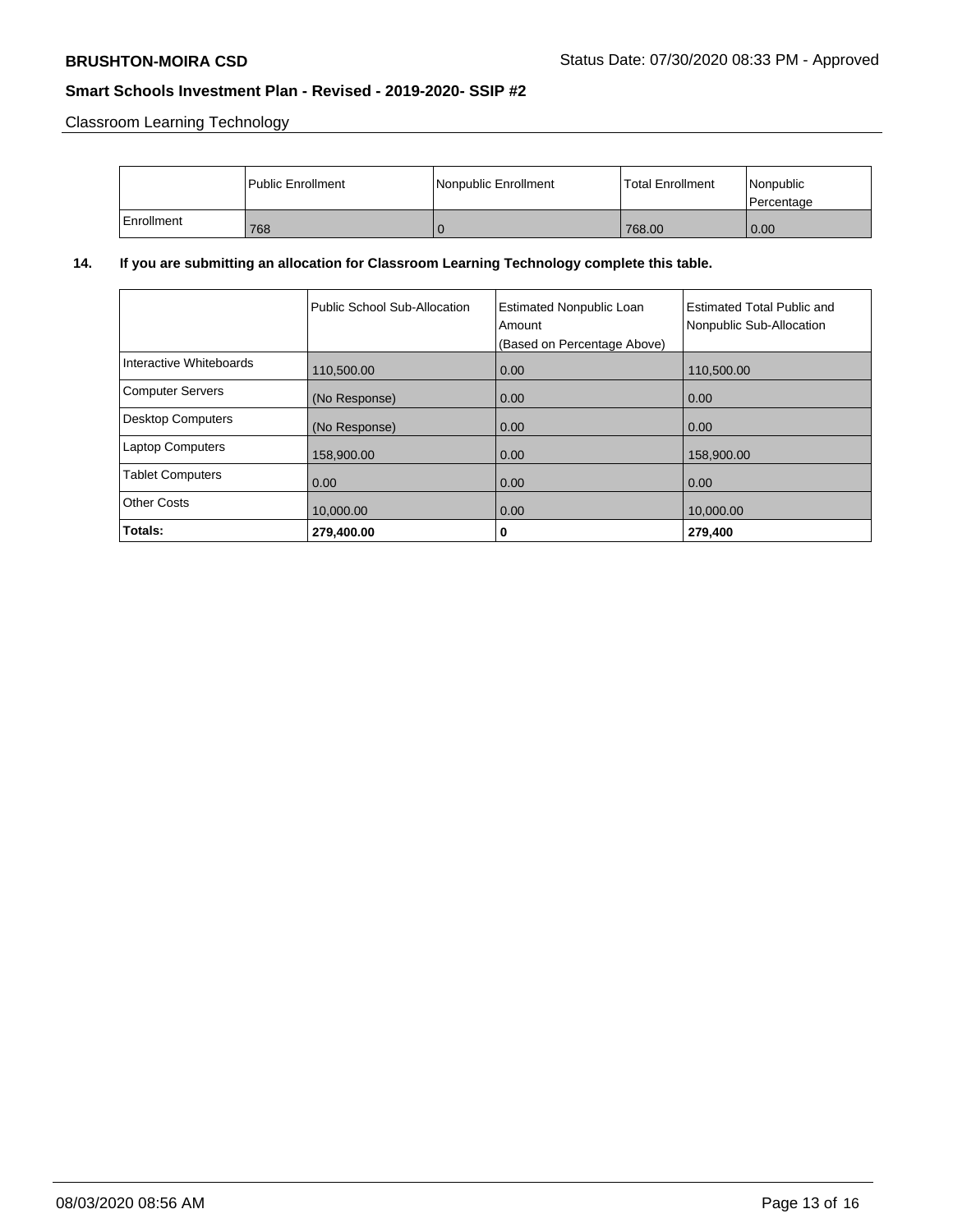Classroom Learning Technology

| | Public Enrollment | Nonpublic Enrollment | Total Enrollment | Nonpublic Percentage |
|---|---|---|---|---|
| Enrollment | 768 | 0 | 768.00 | 0.00 |

**14. If you are submitting an allocation for Classroom Learning Technology complete this table.**

| | Public School Sub-Allocation | Estimated Nonpublic Loan Amount (Based on Percentage Above) | Estimated Total Public and Nonpublic Sub-Allocation |
|---|---|---|---|
| Interactive Whiteboards | 110,500.00 | 0.00 | 110,500.00 |
| Computer Servers | (No Response) | 0.00 | 0.00 |
| Desktop Computers | (No Response) | 0.00 | 0.00 |
| Laptop Computers | 158,900.00 | 0.00 | 158,900.00 |
| Tablet Computers | 0.00 | 0.00 | 0.00 |
| Other Costs | 10,000.00 | 0.00 | 10,000.00 |
| **Totals:** | **279,400.00** | **0** | **279,400** |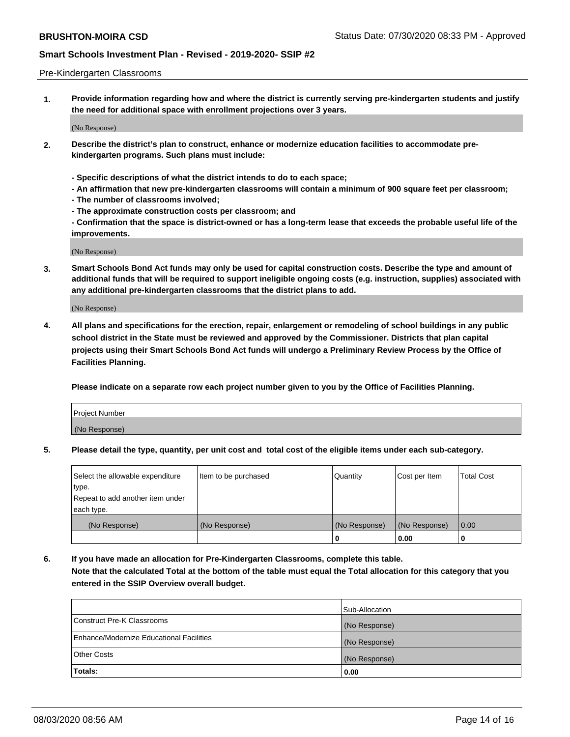Pre-Kindergarten Classrooms

**1. Provide information regarding how and where the district is currently serving pre-kindergarten students and justify the need for additional space with enrollment projections over 3 years.**

(No Response)

**2. Describe the district's plan to construct, enhance or modernize education facilities to accommodate pre-kindergarten programs. Such plans must include:**

**- Specific descriptions of what the district intends to do to each space;**
**- An affirmation that new pre-kindergarten classrooms will contain a minimum of 900 square feet per classroom;**
**- The number of classrooms involved;**
**- The approximate construction costs per classroom; and**
**- Confirmation that the space is district-owned or has a long-term lease that exceeds the probable useful life of the improvements.**

(No Response)

**3. Smart Schools Bond Act funds may only be used for capital construction costs. Describe the type and amount of additional funds that will be required to support ineligible ongoing costs (e.g. instruction, supplies) associated with any additional pre-kindergarten classrooms that the district plans to add.**

(No Response)

**4. All plans and specifications for the erection, repair, enlargement or remodeling of school buildings in any public school district in the State must be reviewed and approved by the Commissioner. Districts that plan capital projects using their Smart Schools Bond Act funds will undergo a Preliminary Review Process by the Office of Facilities Planning.**

**Please indicate on a separate row each project number given to you by the Office of Facilities Planning.**

| Project Number |
|---|
| (No Response) |

**5. Please detail the type, quantity, per unit cost and total cost of the eligible items under each sub-category.**

| Select the allowable expenditure type. Repeat to add another item under each type. | Item to be purchased | Quantity | Cost per Item | Total Cost |
|---|---|---|---|---|
| (No Response) | (No Response) | (No Response) | (No Response) | 0.00 |
| | | 0 | 0.00 | 0 |

**6. If you have made an allocation for Pre-Kindergarten Classrooms, complete this table.**
**Note that the calculated Total at the bottom of the table must equal the Total allocation for this category that you entered in the SSIP Overview overall budget.**

| | Sub-Allocation |
|---|---|
| Construct Pre-K Classrooms | (No Response) |
| Enhance/Modernize Educational Facilities | (No Response) |
| Other Costs | (No Response) |
| **Totals:** | **0.00** |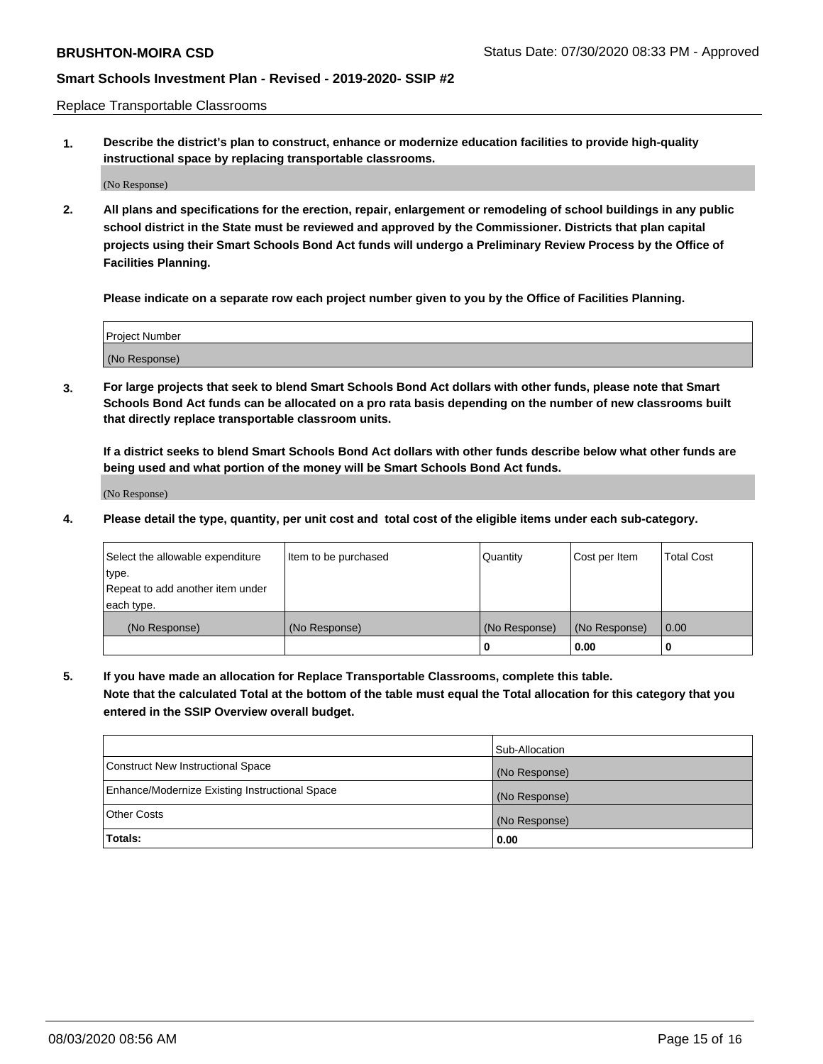Replace Transportable Classrooms

1. **Describe the district's plan to construct, enhance or modernize education facilities to provide high-quality instructional space by replacing transportable classrooms.**

(No Response)

2. **All plans and specifications for the erection, repair, enlargement or remodeling of school buildings in any public school district in the State must be reviewed and approved by the Commissioner. Districts that plan capital projects using their Smart Schools Bond Act funds will undergo a Preliminary Review Process by the Office of Facilities Planning.**

**Please indicate on a separate row each project number given to you by the Office of Facilities Planning.**

| Project Number |
| --- |
| (No Response) |

3. **For large projects that seek to blend Smart Schools Bond Act dollars with other funds, please note that Smart Schools Bond Act funds can be allocated on a pro rata basis depending on the number of new classrooms built that directly replace transportable classroom units.**

**If a district seeks to blend Smart Schools Bond Act dollars with other funds describe below what other funds are being used and what portion of the money will be Smart Schools Bond Act funds.**

(No Response)

4. **Please detail the type, quantity, per unit cost and total cost of the eligible items under each sub-category.**

| Select the allowable expenditure type. Repeat to add another item under each type. | Item to be purchased | Quantity | Cost per Item | Total Cost |
| --- | --- | --- | --- | --- |
| (No Response) | (No Response) | (No Response) | (No Response) | 0.00 |
| | | 0 | 0.00 | 0 |

5. **If you have made an allocation for Replace Transportable Classrooms, complete this table. Note that the calculated Total at the bottom of the table must equal the Total allocation for this category that you entered in the SSIP Overview overall budget.**

| | Sub-Allocation |
| --- | --- |
| Construct New Instructional Space | (No Response) |
| Enhance/Modernize Existing Instructional Space | (No Response) |
| Other Costs | (No Response) |
| **Totals:** | **0.00** |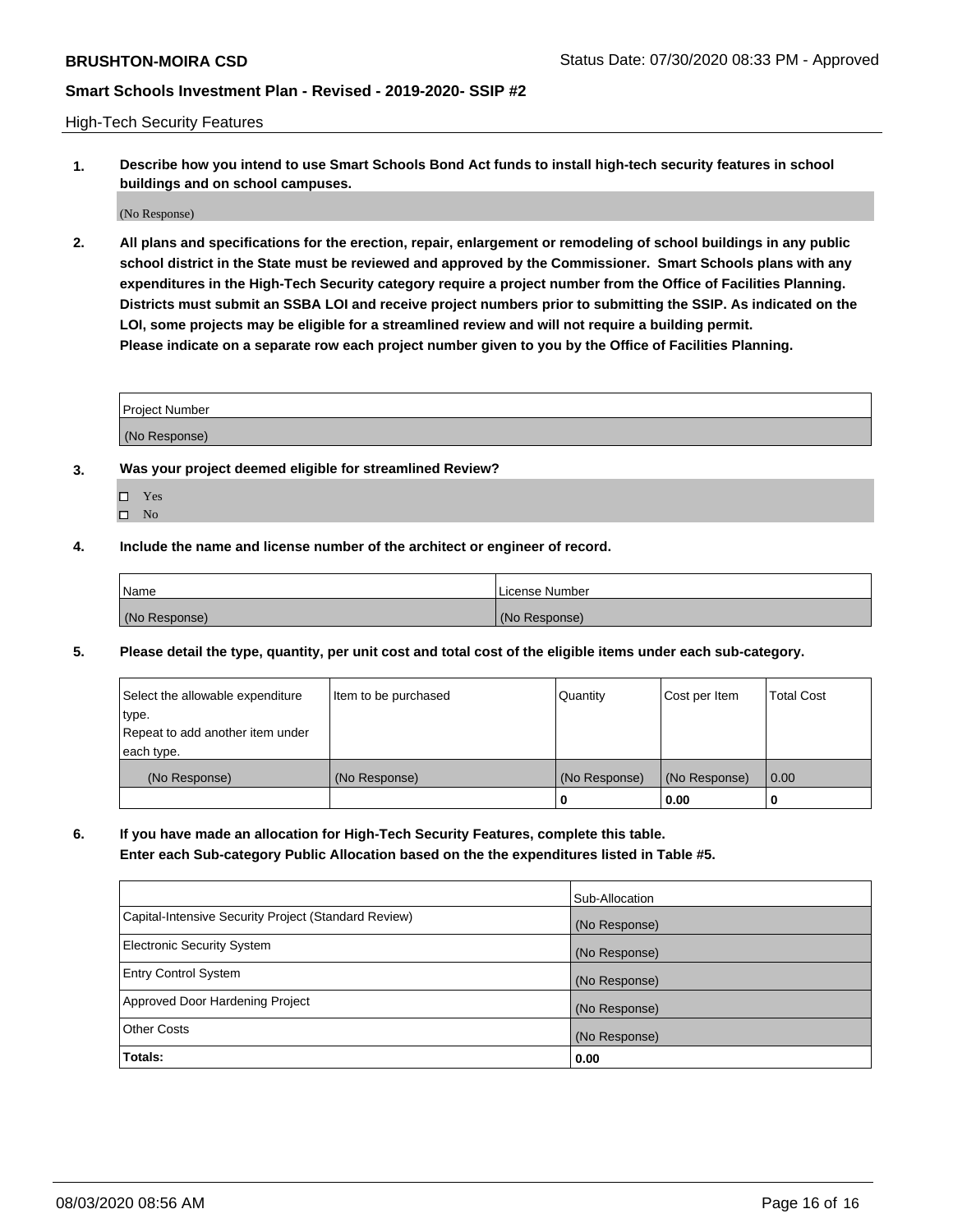High-Tech Security Features

**1. Describe how you intend to use Smart Schools Bond Act funds to install high-tech security features in school buildings and on school campuses.**

(No Response)

**2. All plans and specifications for the erection, repair, enlargement or remodeling of school buildings in any public school district in the State must be reviewed and approved by the Commissioner. Smart Schools plans with any expenditures in the High-Tech Security category require a project number from the Office of Facilities Planning. Districts must submit an SSBA LOI and receive project numbers prior to submitting the SSIP. As indicated on the LOI, some projects may be eligible for a streamlined review and will not require a building permit.**
**Please indicate on a separate row each project number given to you by the Office of Facilities Planning.**

| Project Number |
|---|
| (No Response) |

**3. Was your project deemed eligible for streamlined Review?**

- ☐ Yes
- ☐ No

**4. Include the name and license number of the architect or engineer of record.**

| Name | License Number |
|---|---|
| (No Response) | (No Response) |

**5. Please detail the type, quantity, per unit cost and total cost of the eligible items under each sub-category.**

| Select the allowable expenditure type. Repeat to add another item under each type. | Item to be purchased | Quantity | Cost per Item | Total Cost |
|---|---|---|---|---|
| (No Response) | (No Response) | (No Response) | (No Response) | 0.00 |
| | | 0 | 0.00 | 0 |

**6. If you have made an allocation for High-Tech Security Features, complete this table.**
**Enter each Sub-category Public Allocation based on the the expenditures listed in Table #5.**

| | Sub-Allocation |
|---|---|
| Capital-Intensive Security Project (Standard Review) | (No Response) |
| Electronic Security System | (No Response) |
| Entry Control System | (No Response) |
| Approved Door Hardening Project | (No Response) |
| Other Costs | (No Response) |
| **Totals:** | **0.00** |